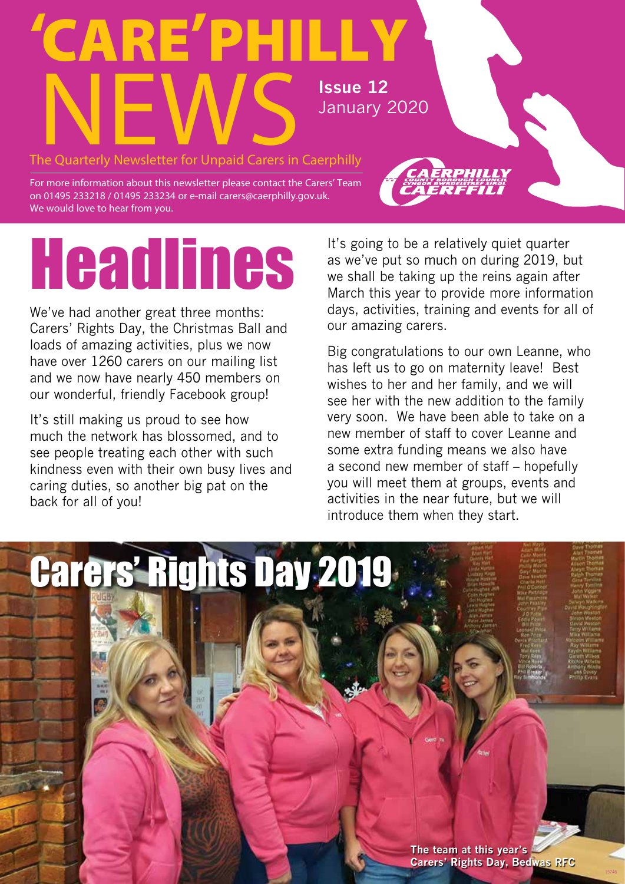# 'CARE'PHILLY NEWS

**Issue 12**
January 2020

The Quarterly Newsletter for Unpaid Carers in Caerphilly

For more information about this newsletter please contact the Carers' Team on 01495 233218 / 01495 233234 or e-mail carers@caerphilly.gov.uk. We would love to hear from you.

# Headlines

We've had another great three months: Carers' Rights Day, the Christmas Ball and loads of amazing activities, plus we now have over 1260 carers on our mailing list and we now have nearly 450 members on our wonderful, friendly Facebook group!

It's still making us proud to see how much the network has blossomed, and to see people treating each other with such kindness even with their own busy lives and caring duties, so another big pat on the back for all of you!

It's going to be a relatively quiet quarter as we've put so much on during 2019, but we shall be taking up the reins again after March this year to provide more information days, activities, training and events for all of our amazing carers.

Big congratulations to our own Leanne, who has left us to go on maternity leave! Best wishes to her and her family, and we will see her with the new addition to the family very soon. We have been able to take on a new member of staff to cover Leanne and some extra funding means we also have a second new member of staff – hopefully you will meet them at groups, events and activities in the near future, but we will introduce them when they start.

## Carers' Rights Day 2019

The team at this year's Carers' Rights Day, Bedwas RFC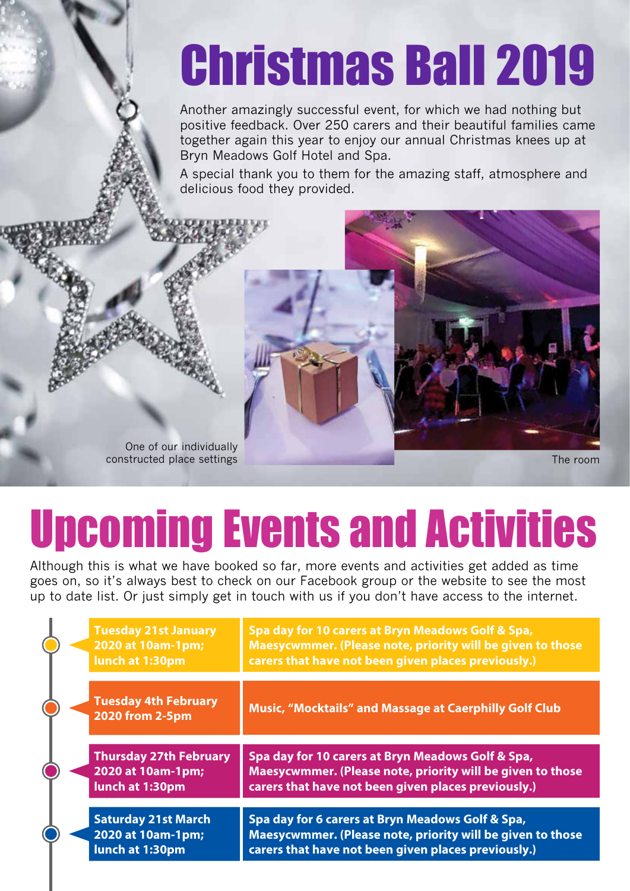# Christmas Ball 2019

Another amazingly successful event, for which we had nothing but positive feedback. Over 250 carers and their beautiful families came together again this year to enjoy our annual Christmas knees up at Bryn Meadows Golf Hotel and Spa.

A special thank you to them for the amazing staff, atmosphere and delicious food they provided.

One of our individually constructed place settings

The room

# Upcoming Events and Activities

Although this is what we have booked so far, more events and activities get added as time goes on, so it's always best to check on our Facebook group or the website to see the most up to date list. Or just simply get in touch with us if you don't have access to the internet.

| Date | Event |
|---|---|
| **Tuesday 21st January 2020 at 10am-1pm; lunch at 1:30pm** | **Spa day for 10 carers at Bryn Meadows Golf & Spa, Maesycwmmer. (Please note, priority will be given to those carers that have not been given places previously.)** |
| **Tuesday 4th February 2020 from 2-5pm** | **Music, "Mocktails" and Massage at Caerphilly Golf Club** |
| **Thursday 27th February 2020 at 10am-1pm; lunch at 1:30pm** | **Spa day for 10 carers at Bryn Meadows Golf & Spa, Maesycwmmer. (Please note, priority will be given to those carers that have not been given places previously.)** |
| **Saturday 21st March 2020 at 10am-1pm; lunch at 1:30pm** | **Spa day for 6 carers at Bryn Meadows Golf & Spa, Maesycwmmer. (Please note, priority will be given to those carers that have not been given places previously.)** |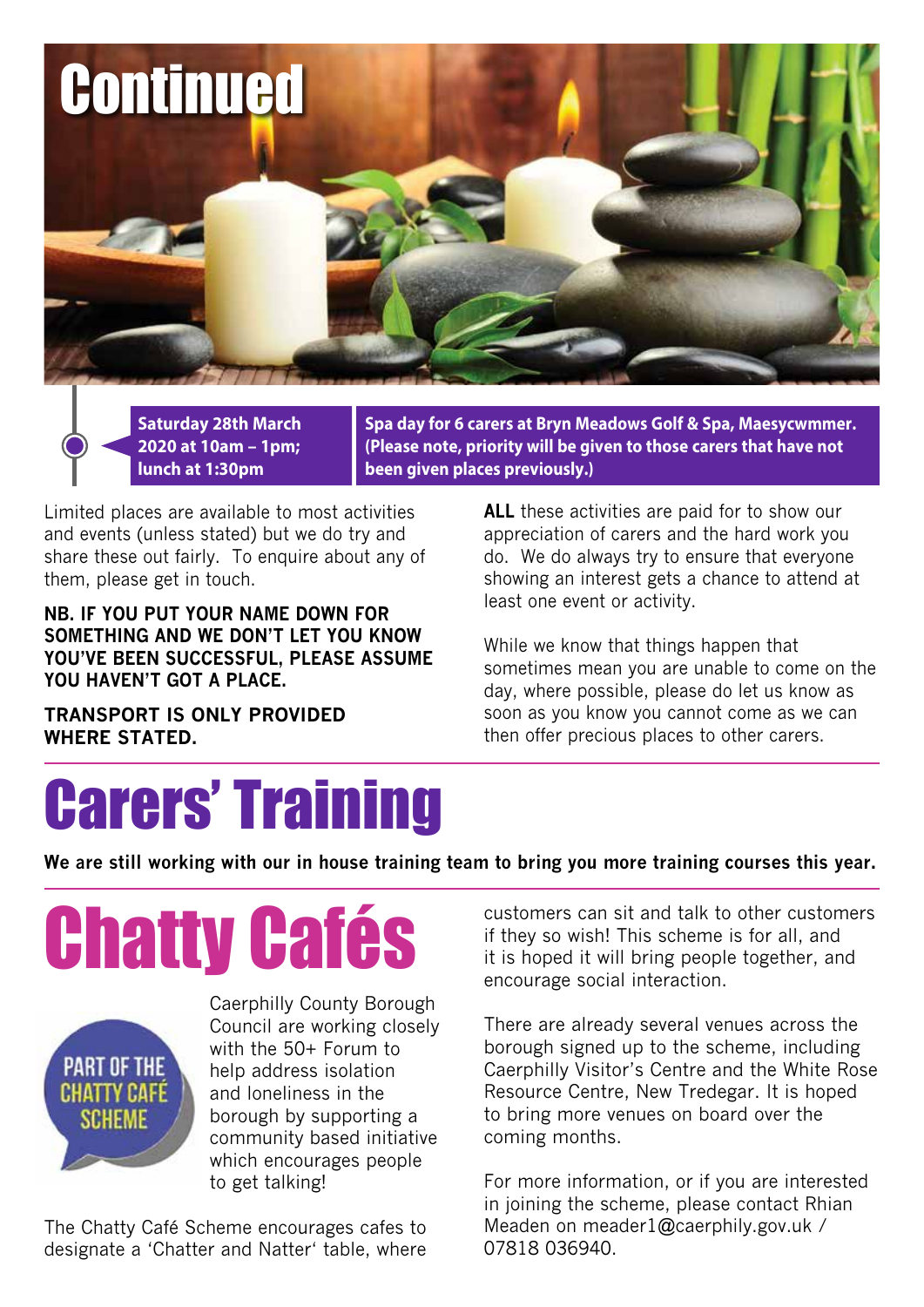# Continued

**Saturday 28th March 2020 at 10am – 1pm; lunch at 1:30pm**

**Spa day for 6 carers at Bryn Meadows Golf & Spa, Maesycwmmer. (Please note, priority will be given to those carers that have not been given places previously.)**

Limited places are available to most activities and events (unless stated) but we do try and share these out fairly. To enquire about any of them, please get in touch.

**NB. IF YOU PUT YOUR NAME DOWN FOR SOMETHING AND WE DON'T LET YOU KNOW YOU'VE BEEN SUCCESSFUL, PLEASE ASSUME YOU HAVEN'T GOT A PLACE.**

**TRANSPORT IS ONLY PROVIDED WHERE STATED.**

**ALL** these activities are paid for to show our appreciation of carers and the hard work you do. We do always try to ensure that everyone showing an interest gets a chance to attend at least one event or activity.

While we know that things happen that sometimes mean you are unable to come on the day, where possible, please do let us know as soon as you know you cannot come as we can then offer precious places to other carers.

# Carers' Training

**We are still working with our in house training team to bring you more training courses this year.**

# Chatty Cafés

PART OF THE CHATTY CAFÉ SCHEME

Caerphilly County Borough Council are working closely with the 50+ Forum to help address isolation and loneliness in the borough by supporting a community based initiative which encourages people to get talking!

The Chatty Café Scheme encourages cafes to designate a 'Chatter and Natter' table, where customers can sit and talk to other customers if they so wish! This scheme is for all, and it is hoped it will bring people together, and encourage social interaction.

There are already several venues across the borough signed up to the scheme, including Caerphilly Visitor's Centre and the White Rose Resource Centre, New Tredegar. It is hoped to bring more venues on board over the coming months.

For more information, or if you are interested in joining the scheme, please contact Rhian Meaden on meader1@caerphily.gov.uk / 07818 036940.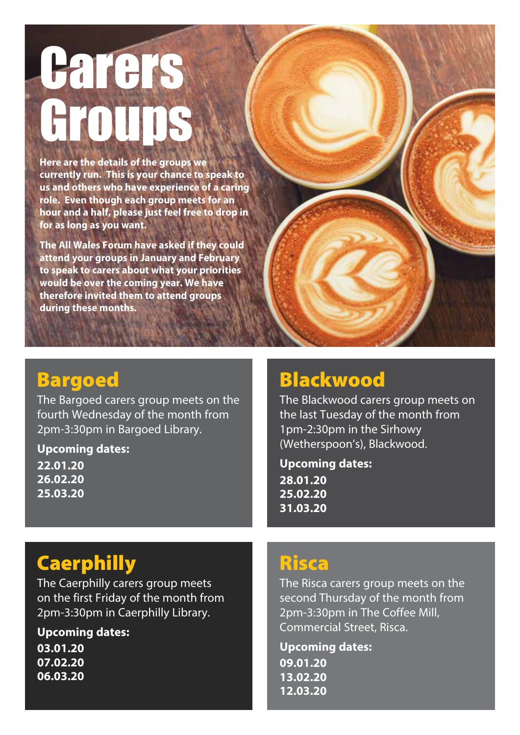# Carers Groups

**Here are the details of the groups we currently run. This is your chance to speak to us and others who have experience of a caring role. Even though each group meets for an hour and a half, please just feel free to drop in for as long as you want.**

**The All Wales Forum have asked if they could attend your groups in January and February to speak to carers about what your priorities would be over the coming year. We have therefore invited them to attend groups during these months.**

## Bargoed

The Bargoed carers group meets on the fourth Wednesday of the month from 2pm-3:30pm in Bargoed Library.

**Upcoming dates:**

**22.01.20**
**26.02.20**
**25.03.20**

## Blackwood

The Blackwood carers group meets on the last Tuesday of the month from 1pm-2:30pm in the Sirhowy (Wetherspoon's), Blackwood.

**Upcoming dates:**

**28.01.20**
**25.02.20**
**31.03.20**

## Caerphilly

The Caerphilly carers group meets on the first Friday of the month from 2pm-3:30pm in Caerphilly Library.

**Upcoming dates:**

**03.01.20**
**07.02.20**
**06.03.20**

## Risca

The Risca carers group meets on the second Thursday of the month from 2pm-3:30pm in The Coffee Mill, Commercial Street, Risca.

**Upcoming dates:**

**09.01.20**
**13.02.20**
**12.03.20**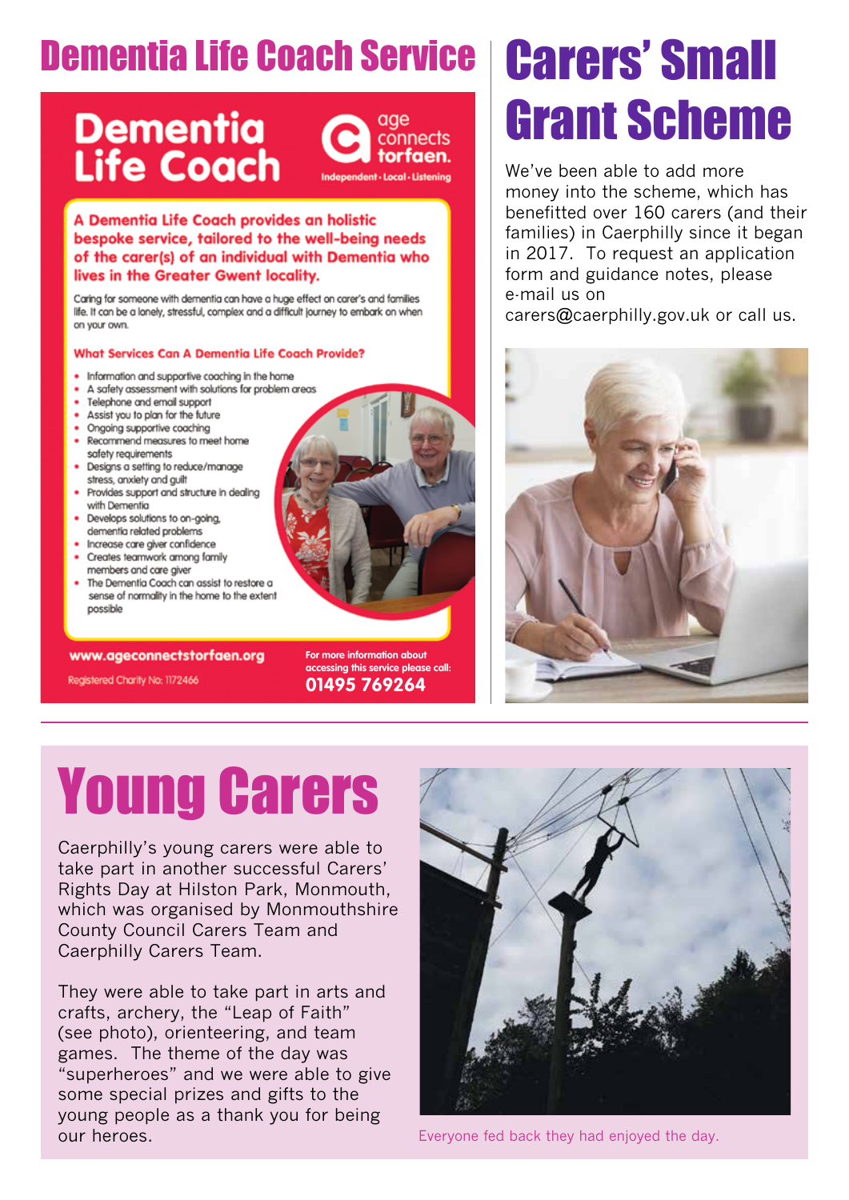# Dementia Life Coach Service

## Dementia Life Coach

age connects torfaen.

Independent · Local · Listening

**A Dementia Life Coach provides an holistic bespoke service, tailored to the well-being needs of the carer(s) of an individual with Dementia who lives in the Greater Gwent locality.**

Caring for someone with dementia can have a huge effect on carer's and families life. It can be a lonely, stressful, complex and a difficult journey to embark on when on your own.

**What Services Can A Dementia Life Coach Provide?**

- Information and supportive coaching in the home
- A safety assessment with solutions for problem areas
- Telephone and email support
- Assist you to plan for the future
- Ongoing supportive coaching
- Recommend measures to meet home safety requirements
- Designs a setting to reduce/manage stress, anxiety and guilt
- Provides support and structure in dealing with Dementia
- Develops solutions to on-going, dementia related problems
- Increase care giver confidence
- Creates teamwork among family members and care giver
- The Dementia Coach can assist to restore a sense of normality in the home to the extent possible

**www.ageconnectstorfaen.org**

Registered Charity No: 1172466

For more information about accessing this service please call:
**01495 769264**

# Carers' Small Grant Scheme

We've been able to add more money into the scheme, which has benefitted over 160 carers (and their families) in Caerphilly since it began in 2017. To request an application form and guidance notes, please e-mail us on carers@caerphilly.gov.uk or call us.

# Young Carers

Caerphilly's young carers were able to take part in another successful Carers' Rights Day at Hilston Park, Monmouth, which was organised by Monmouthshire County Council Carers Team and Caerphilly Carers Team.

They were able to take part in arts and crafts, archery, the "Leap of Faith" (see photo), orienteering, and team games. The theme of the day was "superheroes" and we were able to give some special prizes and gifts to the young people as a thank you for being our heroes.

Everyone fed back they had enjoyed the day.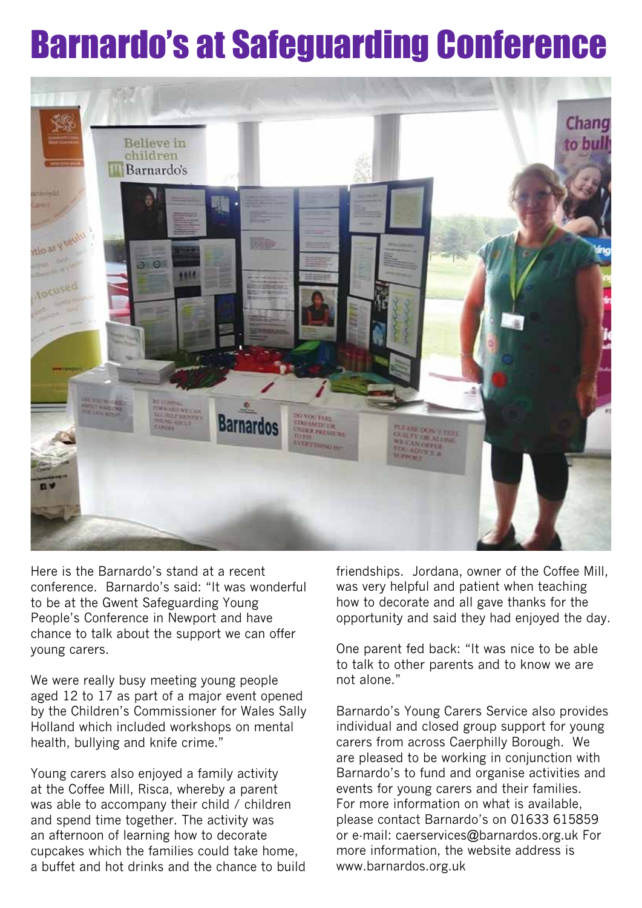# Barnardo's at Safeguarding Conference

Here is the Barnardo's stand at a recent conference. Barnardo's said: "It was wonderful to be at the Gwent Safeguarding Young People's Conference in Newport and have chance to talk about the support we can offer young carers.

We were really busy meeting young people aged 12 to 17 as part of a major event opened by the Children's Commissioner for Wales Sally Holland which included workshops on mental health, bullying and knife crime."

Young carers also enjoyed a family activity at the Coffee Mill, Risca, whereby a parent was able to accompany their child / children and spend time together. The activity was an afternoon of learning how to decorate cupcakes which the families could take home, a buffet and hot drinks and the chance to build friendships. Jordana, owner of the Coffee Mill, was very helpful and patient when teaching how to decorate and all gave thanks for the opportunity and said they had enjoyed the day.

One parent fed back: "It was nice to be able to talk to other parents and to know we are not alone."

Barnardo's Young Carers Service also provides individual and closed group support for young carers from across Caerphilly Borough. We are pleased to be working in conjunction with Barnardo's to fund and organise activities and events for young carers and their families. For more information on what is available, please contact Barnardo's on 01633 615859 or e-mail: caerservices@barnardos.org.uk For more information, the website address is www.barnardos.org.uk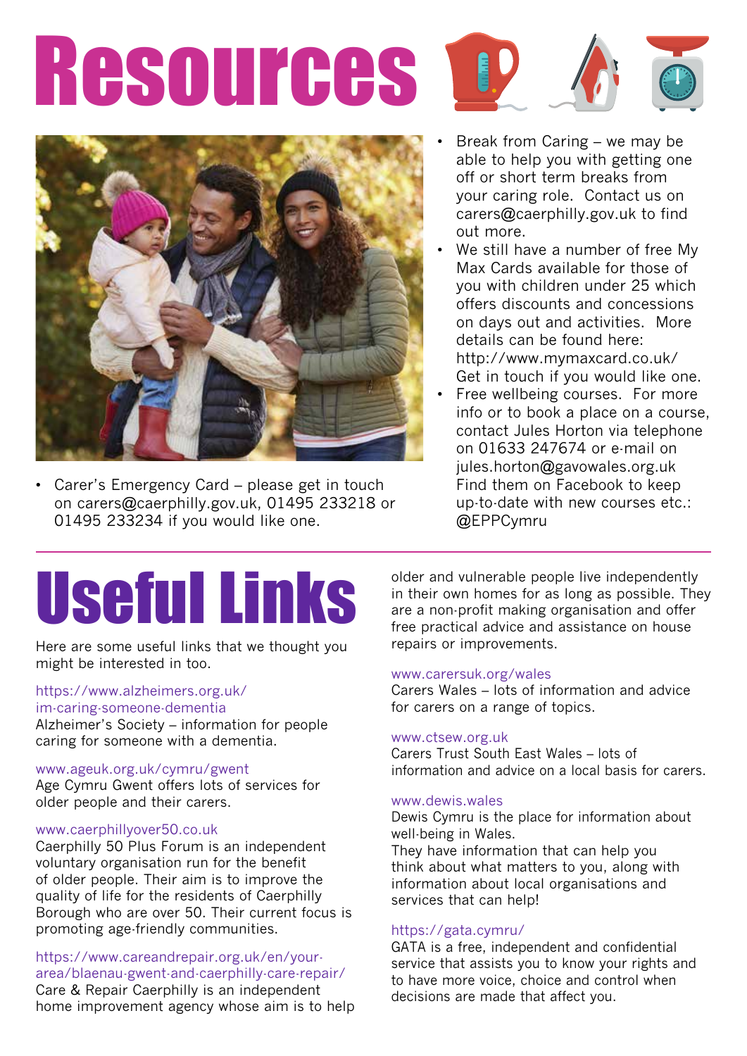# Resources

- Carer's Emergency Card – please get in touch on carers@caerphilly.gov.uk, 01495 233218 or 01495 233234 if you would like one.
- Break from Caring – we may be able to help you with getting one off or short term breaks from your caring role. Contact us on carers@caerphilly.gov.uk to find out more.
- We still have a number of free My Max Cards available for those of you with children under 25 which offers discounts and concessions on days out and activities. More details can be found here: http://www.mymaxcard.co.uk/ Get in touch if you would like one.
- Free wellbeing courses. For more info or to book a place on a course, contact Jules Horton via telephone on 01633 247674 or e-mail on jules.horton@gavowales.org.uk Find them on Facebook to keep up-to-date with new courses etc.: @EPPCymru

# Useful Links

Here are some useful links that we thought you might be interested in too.

https://www.alzheimers.org.uk/im-caring-someone-dementia
Alzheimer's Society – information for people caring for someone with a dementia.

www.ageuk.org.uk/cymru/gwent
Age Cymru Gwent offers lots of services for older people and their carers.

www.caerphillyover50.co.uk
Caerphilly 50 Plus Forum is an independent voluntary organisation run for the benefit of older people. Their aim is to improve the quality of life for the residents of Caerphilly Borough who are over 50. Their current focus is promoting age-friendly communities.

https://www.careandrepair.org.uk/en/your-area/blaenau-gwent-and-caerphilly-care-repair/
Care & Repair Caerphilly is an independent home improvement agency whose aim is to help older and vulnerable people live independently in their own homes for as long as possible. They are a non-profit making organisation and offer free practical advice and assistance on house repairs or improvements.

www.carersuk.org/wales
Carers Wales – lots of information and advice for carers on a range of topics.

www.ctsew.org.uk
Carers Trust South East Wales – lots of information and advice on a local basis for carers.

www.dewis.wales
Dewis Cymru is the place for information about well-being in Wales.
They have information that can help you think about what matters to you, along with information about local organisations and services that can help!

https://gata.cymru/
GATA is a free, independent and confidential service that assists you to know your rights and to have more voice, choice and control when decisions are made that affect you.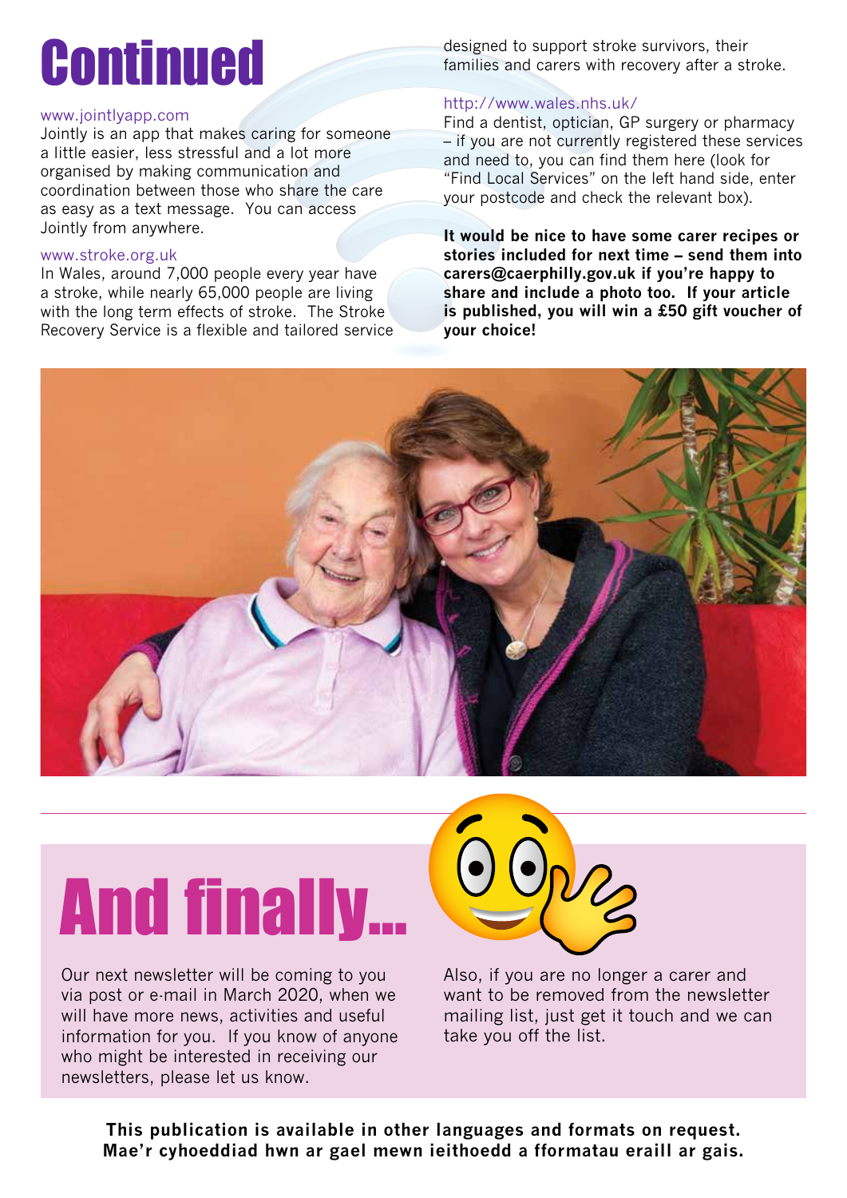# Continued

www.jointlyapp.com

Jointly is an app that makes caring for someone a little easier, less stressful and a lot more organised by making communication and coordination between those who share the care as easy as a text message. You can access Jointly from anywhere.

www.stroke.org.uk

In Wales, around 7,000 people every year have a stroke, while nearly 65,000 people are living with the long term effects of stroke. The Stroke Recovery Service is a flexible and tailored service designed to support stroke survivors, their families and carers with recovery after a stroke.

http://www.wales.nhs.uk/

Find a dentist, optician, GP surgery or pharmacy – if you are not currently registered these services and need to, you can find them here (look for "Find Local Services" on the left hand side, enter your postcode and check the relevant box).

**It would be nice to have some carer recipes or stories included for next time – send them into carers@caerphilly.gov.uk if you're happy to share and include a photo too. If your article is published, you will win a £50 gift voucher of your choice!**

# And finally...

Our next newsletter will be coming to you via post or e-mail in March 2020, when we will have more news, activities and useful information for you. If you know of anyone who might be interested in receiving our newsletters, please let us know.

Also, if you are no longer a carer and want to be removed from the newsletter mailing list, just get it touch and we can take you off the list.

**This publication is available in other languages and formats on request.**
**Mae'r cyhoeddiad hwn ar gael mewn ieithoedd a fformatau eraill ar gais.**